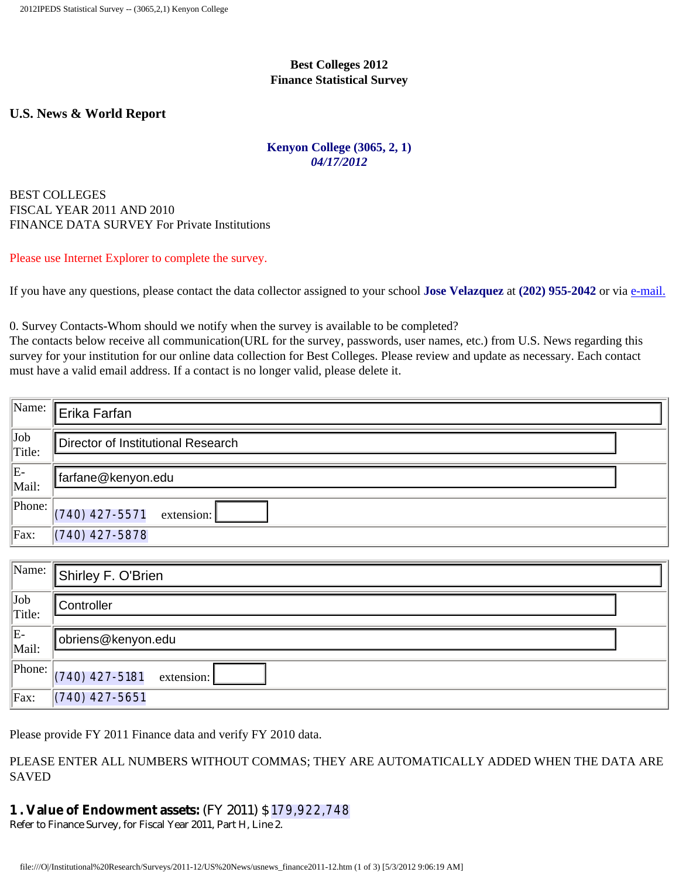**Best Colleges 2012**
**Finance Statistical Survey**

### U.S. News & World Report

**Kenyon College (3065, 2, 1)**
***04/17/2012***

BEST COLLEGES
FISCAL YEAR 2011 AND 2010
FINANCE DATA SURVEY For Private Institutions

Please use Internet Explorer to complete the survey.

If you have any questions, please contact the data collector assigned to your school **Jose Velazquez** at **(202) 955-2042** or via e-mail.

0. Survey Contacts-Whom should we notify when the survey is available to be completed?
The contacts below receive all communication(URL for the survey, passwords, user names, etc.) from U.S. News regarding this survey for your institution for our online data collection for Best Colleges. Please review and update as necessary. Each contact must have a valid email address. If a contact is no longer valid, please delete it.

| | |
|---|---|
| Name: | Erika Farfan |
| Job Title: | Director of Institutional Research |
| E-Mail: | farfane@kenyon.edu |
| Phone: | (740) 427-5571 extension: |
| Fax: | (740) 427-5878 |

| | |
|---|---|
| Name: | Shirley F. O'Brien |
| Job Title: | Controller |
| E-Mail: | obriens@kenyon.edu |
| Phone: | (740) 427-5181 extension: |
| Fax: | (740) 427-5651 |

Please provide FY 2011 Finance data and verify FY 2010 data.

PLEASE ENTER ALL NUMBERS WITHOUT COMMAS; THEY ARE AUTOMATICALLY ADDED WHEN THE DATA ARE SAVED

**1 . Value of Endowment assets:** (FY 2011) $179,922,748
Refer to Finance Survey, for Fiscal Year 2011, Part H, Line 2.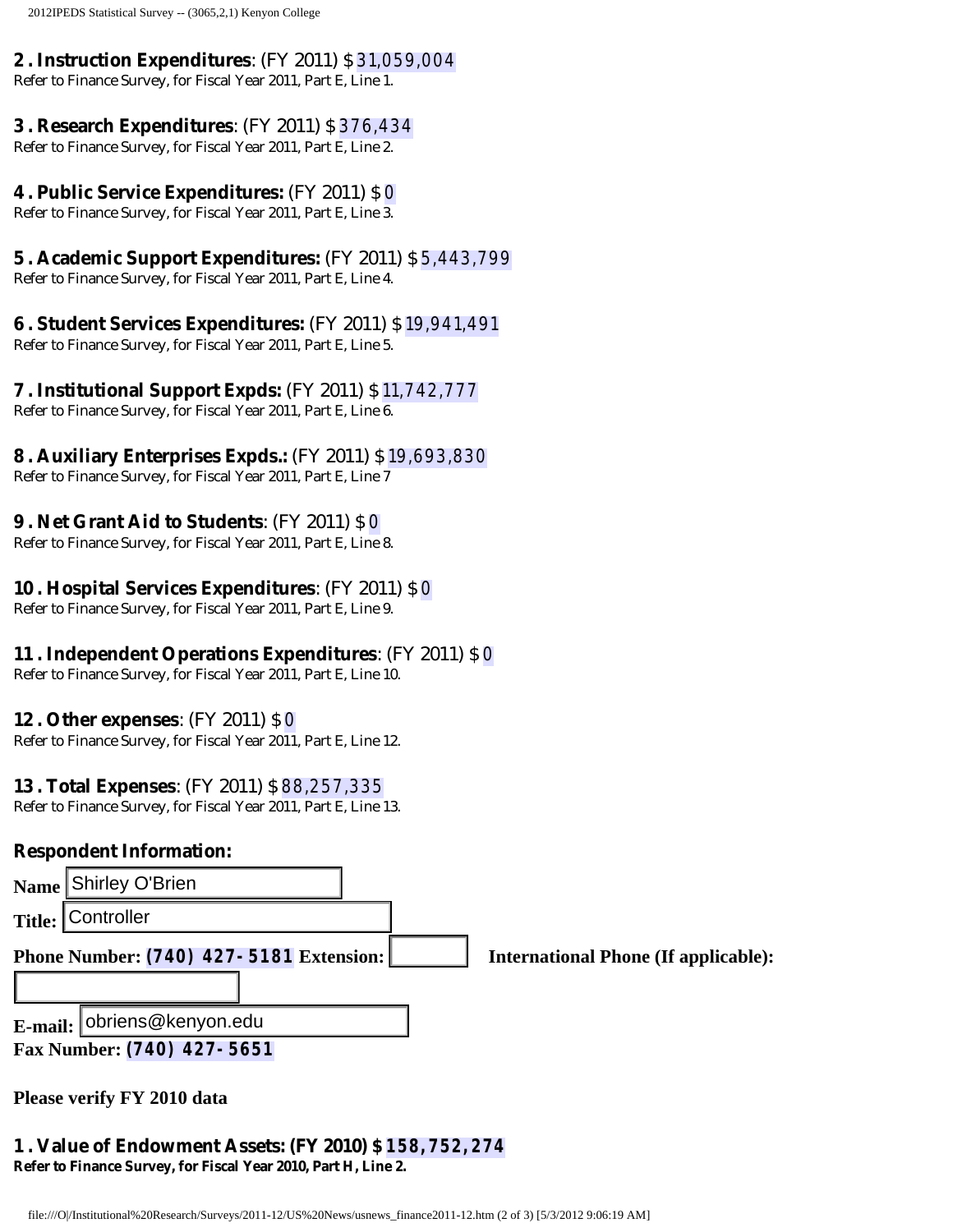**2 . Instruction Expenditures**: (FY 2011) $ 31,059,004
Refer to Finance Survey, for Fiscal Year 2011, Part E, Line 1.

**3 . Research Expenditures**: (FY 2011) $ 376,434
Refer to Finance Survey, for Fiscal Year 2011, Part E, Line 2.

**4 . Public Service Expenditures:** (FY 2011) $ 0
Refer to Finance Survey, for Fiscal Year 2011, Part E, Line 3.

**5 . Academic Support Expenditures:** (FY 2011) $ 5,443,799
Refer to Finance Survey, for Fiscal Year 2011, Part E, Line 4.

**6 . Student Services Expenditures:** (FY 2011) $ 19,941,491
Refer to Finance Survey, for Fiscal Year 2011, Part E, Line 5.

**7 . Institutional Support Expds:** (FY 2011) $ 11,742,777
Refer to Finance Survey, for Fiscal Year 2011, Part E, Line 6.

**8 . Auxiliary Enterprises Expds.:** (FY 2011) $ 19,693,830
Refer to Finance Survey, for Fiscal Year 2011, Part E, Line 7

**9 . Net Grant Aid to Students**: (FY 2011) $ 0
Refer to Finance Survey, for Fiscal Year 2011, Part E, Line 8.

**10 . Hospital Services Expenditures**: (FY 2011) $ 0
Refer to Finance Survey, for Fiscal Year 2011, Part E, Line 9.

**11 . Independent Operations Expenditures**: (FY 2011) $ 0
Refer to Finance Survey, for Fiscal Year 2011, Part E, Line 10.

**12 . Other expenses**: (FY 2011) $ 0
Refer to Finance Survey, for Fiscal Year 2011, Part E, Line 12.

**13 . Total Expenses**: (FY 2011) $ 88,257,335
Refer to Finance Survey, for Fiscal Year 2011, Part E, Line 13.

**Respondent Information:**

**Name** Shirley O'Brien

**Title:** Controller

**Phone Number: (740) 427- 5181 Extension:** **International Phone (If applicable):**

**E-mail:** obriens@kenyon.edu

**Fax Number: (740) 427- 5651**

**Please verify FY 2010 data**

**1 . Value of Endowment Assets: (FY 2010) $ 158,752,274**
**Refer to Finance Survey, for Fiscal Year 2010, Part H, Line 2.**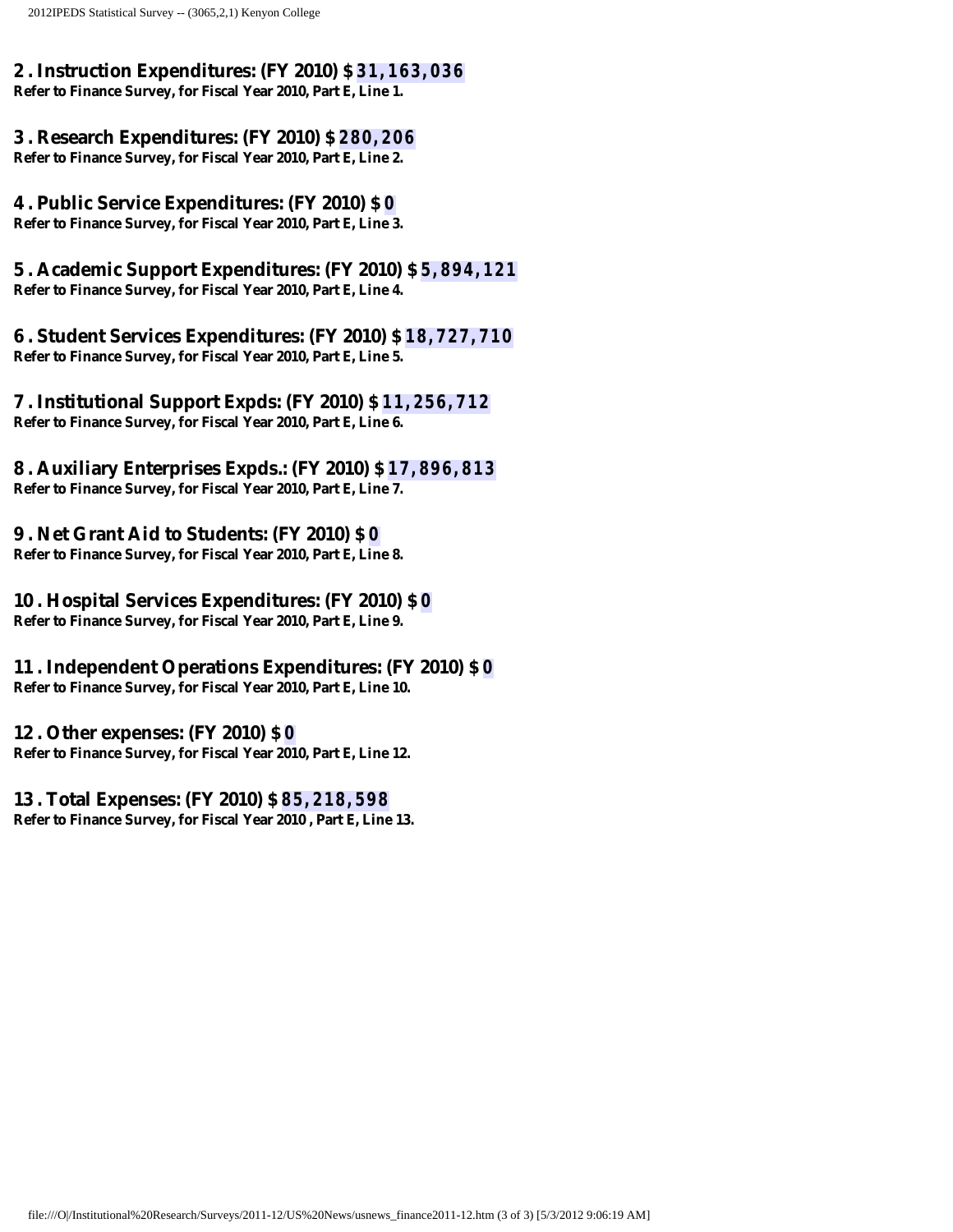**2 . Instruction Expenditures: (FY 2010) $ 31,163,036**
**Refer to Finance Survey, for Fiscal Year 2010, Part E, Line 1.**

**3 . Research Expenditures: (FY 2010) $ 280,206**
**Refer to Finance Survey, for Fiscal Year 2010, Part E, Line 2.**

**4 . Public Service Expenditures: (FY 2010) $ 0**
**Refer to Finance Survey, for Fiscal Year 2010, Part E, Line 3.**

**5 . Academic Support Expenditures: (FY 2010) $ 5,894,121**
**Refer to Finance Survey, for Fiscal Year 2010, Part E, Line 4.**

**6 . Student Services Expenditures: (FY 2010) $ 18,727,710**
**Refer to Finance Survey, for Fiscal Year 2010, Part E, Line 5.**

**7 . Institutional Support Expds: (FY 2010) $ 11,256,712**
**Refer to Finance Survey, for Fiscal Year 2010, Part E, Line 6.**

**8 . Auxiliary Enterprises Expds.: (FY 2010) $ 17,896,813**
**Refer to Finance Survey, for Fiscal Year 2010, Part E, Line 7.**

**9 . Net Grant Aid to Students: (FY 2010) $ 0**
**Refer to Finance Survey, for Fiscal Year 2010, Part E, Line 8.**

**10 . Hospital Services Expenditures: (FY 2010) $ 0**
**Refer to Finance Survey, for Fiscal Year 2010, Part E, Line 9.**

**11 . Independent Operations Expenditures: (FY 2010) $ 0**
**Refer to Finance Survey, for Fiscal Year 2010, Part E, Line 10.**

**12 . Other expenses: (FY 2010) $ 0**
**Refer to Finance Survey, for Fiscal Year 2010, Part E, Line 12.**

**13 . Total Expenses: (FY 2010) $ 85,218,598**
**Refer to Finance Survey, for Fiscal Year 2010 , Part E, Line 13.**